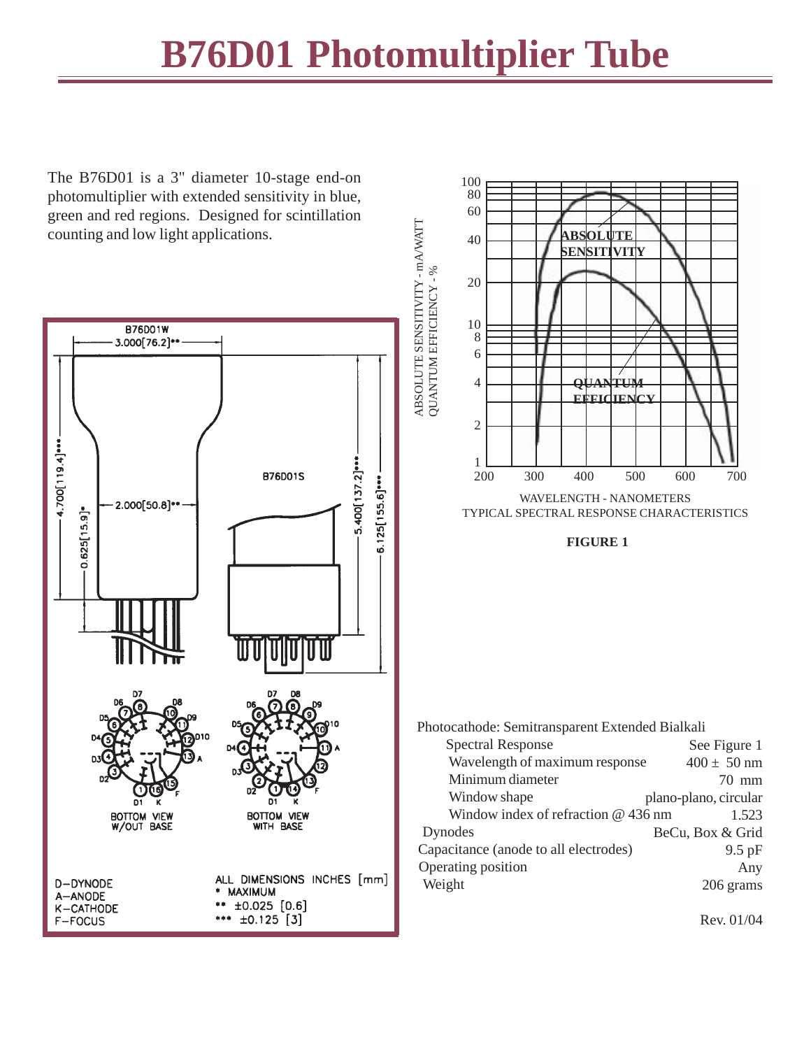# B76D01 Photomultiplier Tube

The B76D01 is a 3" diameter 10-stage end-on photomultiplier with extended sensitivity in blue, green and red regions. Designed for scintillation counting and low light applications.

B76D01W

B76D01S

BOTTOM VIEW W/OUT BASE

BOTTOM VIEW WITH BASE

D–DYNODE
A–ANODE
K–CATHODE
F–FOCUS

ALL DIMENSIONS INCHES [mm]
* MAXIMUM
** ±0.025 [0.6]
*** ±0.125 [3]

WAVELENGTH - NANOMETERS
TYPICAL SPECTRAL RESPONSE CHARACTERISTICS

**FIGURE 1**

| Photocathode: Semitransparent Extended Bialkali | |
|---|---|
| Spectral Response | See Figure 1 |
| Wavelength of maximum response | 400 ± 50 nm |
| Minimum diameter | 70 mm |
| Window shape | plano-plano, circular |
| Window index of refraction @ 436 nm | 1.523 |
| Dynodes | BeCu, Box & Grid |
| Capacitance (anode to all electrodes) | 9.5 pF |
| Operating position | Any |
| Weight | 206 grams |

Rev. 01/04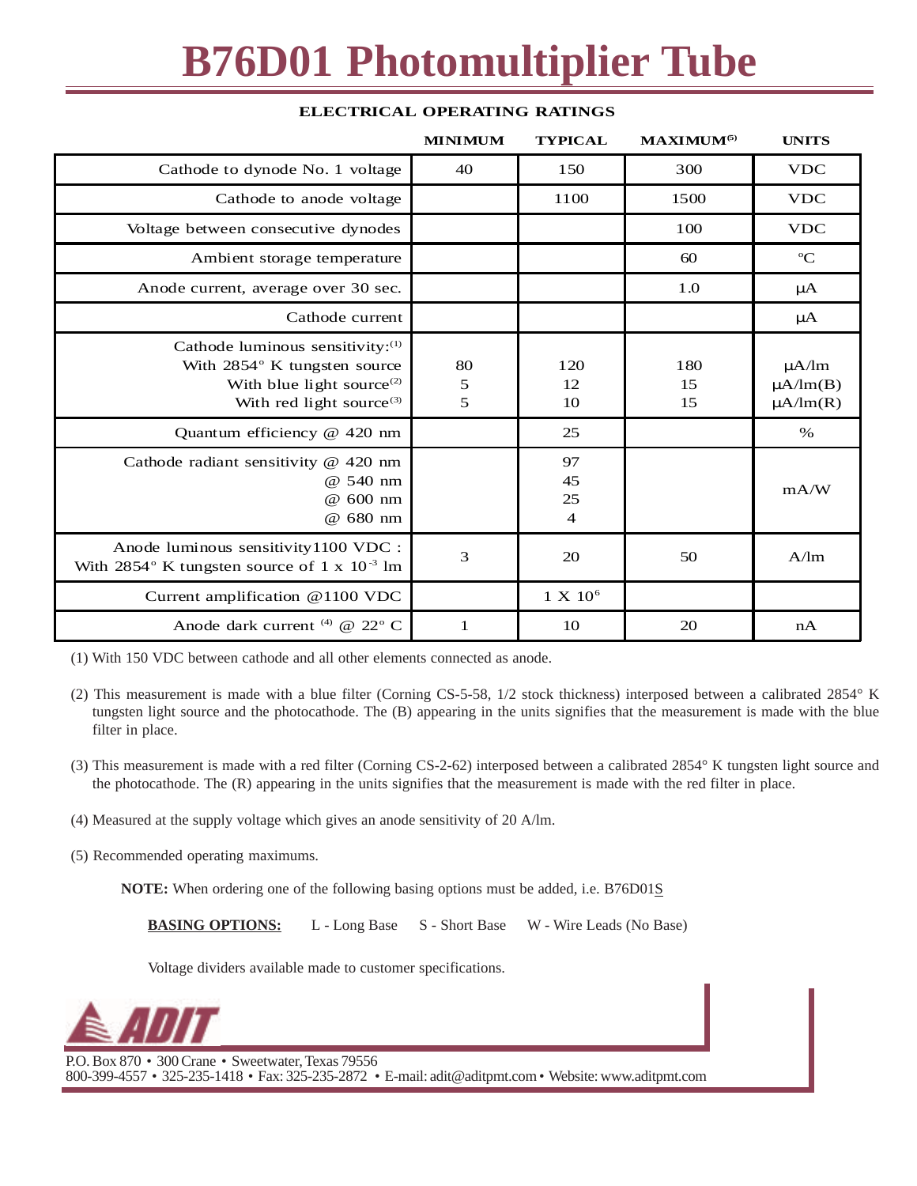# B76D01 Photomultiplier Tube

**ELECTRICAL OPERATING RATINGS**

| | MINIMUM | TYPICAL | MAXIMUM[5] | UNITS |
|---|---|---|---|---|
| Cathode to dynode No. 1 voltage | 40 | 150 | 300 | VDC |
| Cathode to anode voltage | | 1100 | 1500 | VDC |
| Voltage between consecutive dynodes | | | 100 | VDC |
| Ambient storage temperature | | | 60 | °C |
| Anode current, average over 30 sec. | | | 1.0 | μA |
| Cathode current | | | | μA |
| Cathode luminous sensitivity:[1] With 2854° K tungsten source<br>With blue light source[2]<br>With red light source[3] | 80<br>5<br>5 | 120<br>12<br>10 | 180<br>15<br>15 | μA/lm<br>μA/lm(B)<br>μA/lm(R) |
| Quantum efficiency @ 420 nm | | 25 | | % |
| Cathode radiant sensitivity @ 420 nm<br>@ 540 nm<br>@ 600 nm<br>@ 680 nm | | 97<br>45<br>25<br>4 | | mA/W |
| Anode luminous sensitivity1100 VDC : With 2854° K tungsten source of $1 \times 10^{-3}$ lm | 3 | 20 | 50 | A/lm |
| Current amplification @1100 VDC | | $1 \times 10^{6}$ | | |
| Anode dark current [4] @ 22° C | 1 | 10 | 20 | nA |

(1) With 150 VDC between cathode and all other elements connected as anode.

(2) This measurement is made with a blue filter (Corning CS-5-58, 1/2 stock thickness) interposed between a calibrated 2854° K tungsten light source and the photocathode. The (B) appearing in the units signifies that the measurement is made with the blue filter in place.

(3) This measurement is made with a red filter (Corning CS-2-62) interposed between a calibrated 2854° K tungsten light source and the photocathode. The (R) appearing in the units signifies that the measurement is made with the red filter in place.

(4) Measured at the supply voltage which gives an anode sensitivity of 20 A/lm.

(5) Recommended operating maximums.

**NOTE:** When ordering one of the following basing options must be added, i.e. B76D01S

**BASING OPTIONS:** L - Long Base S - Short Base W - Wire Leads (No Base)

Voltage dividers available made to customer specifications.

ADIT

P.O. Box 870 • 300 Crane • Sweetwater, Texas 79556
800-399-4557 • 325-235-1418 • Fax: 325-235-2872 • E-mail: adit@aditpmt.com • Website: www.aditpmt.com